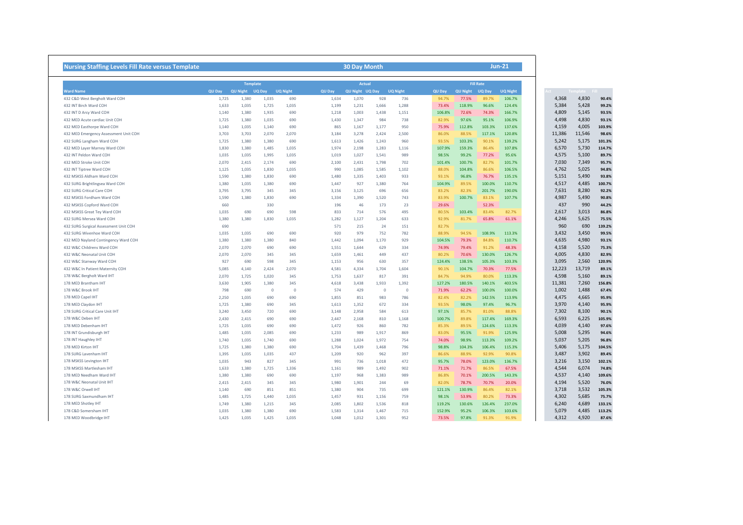## Nursing Staffing Levels Fill Rate versus Template

**30 Day Month** **Jun-21**

| Ward Name | Template | | | | Actual | | | | Fill Rate | | | | Act | Template | Fill |
|---|---|---|---|---|---|---|---|---|---|---|---|---|---|---|---|
| | QU Day | QU Night | UQ Day | UQ Night | QU Day | QU Night | UQ Day | UQ Night | QU Day | QU Night | UQ Day | UQ Night | | | |
| 432 C&D West Bergholt Ward COH | 1,725 | 1,380 | 1,035 | 690 | 1,634 | 1,070 | 928 | 736 | 94.7% | 77.5% | 89.7% | 106.7% | 4,368 | 4,830 | 90.4% |
| 432 INT Birch Ward COH | 1,633 | 1,035 | 1,725 | 1,035 | 1,199 | 1,231 | 1,666 | 1,288 | 73.4% | 118.9% | 96.6% | 124.4% | 5,384 | 5,428 | 99.2% |
| 432 INT D Arcy Ward COH | 1,140 | 1,380 | 1,935 | 690 | 1,218 | 1,003 | 1,438 | 1,151 | 106.8% | 72.6% | 74.3% | 166.7% | 4,809 | 5,145 | 93.5% |
| 432 MED Acute cardiac Unit COH | 1,725 | 1,380 | 1,035 | 690 | 1,430 | 1,347 | 984 | 738 | 82.9% | 97.6% | 95.1% | 106.9% | 4,498 | 4,830 | 93.1% |
| 432 MED Easthorpe Ward COH | 1,140 | 1,035 | 1,140 | 690 | 865 | 1,167 | 1,177 | 950 | 75.9% | 112.8% | 103.3% | 137.6% | 4,159 | 4,005 | 103.9% |
| 432 MED Emergency Assessment Unit COH | 3,703 | 3,703 | 2,070 | 2,070 | 3,184 | 3,278 | 2,424 | 2,500 | 86.0% | 88.5% | 117.1% | 120.8% | 11,386 | 11,546 | 98.6% |
| 432 SURG Langham Ward COH | 1,725 | 1,380 | 1,380 | 690 | 1,613 | 1,426 | 1,243 | 960 | 93.5% | 103.3% | 90.1% | 139.2% | 5,242 | 5,175 | 101.3% |
| 432 MED Layer Marney Ward COH | 1,830 | 1,380 | 1,485 | 1,035 | 1,974 | 2,198 | 1,283 | 1,116 | 107.9% | 159.3% | 86.4% | 107.8% | 6,570 | 5,730 | 114.7% |
| 432 INT Peldon Ward COH | 1,035 | 1,035 | 1,995 | 1,035 | 1,019 | 1,027 | 1,541 | 989 | 98.5% | 99.2% | 77.2% | 95.6% | 4,575 | 5,100 | 89.7% |
| 432 MED Stroke Unit COH | 2,070 | 2,415 | 2,174 | 690 | 2,100 | 2,431 | 1,798 | 702 | 101.4% | 100.7% | 82.7% | 101.7% | 7,030 | 7,349 | 95.7% |
| 432 INT Tiptree Ward COH | 1,125 | 1,035 | 1,830 | 1,035 | 990 | 1,085 | 1,585 | 1,102 | 88.0% | 104.8% | 86.6% | 106.5% | 4,762 | 5,025 | 94.8% |
| 432 MSKSS Aldham Ward COH | 1,590 | 1,380 | 1,830 | 690 | 1,480 | 1,335 | 1,403 | 933 | 93.1% | 96.8% | 76.7% | 135.1% | 5,151 | 5,490 | 93.8% |
| 432 SURG Brightlingsea Ward COH | 1,380 | 1,035 | 1,380 | 690 | 1,447 | 927 | 1,380 | 764 | 104.9% | 89.5% | 100.0% | 110.7% | 4,517 | 4,485 | 100.7% |
| 432 SURG Critical Care COH | 3,795 | 3,795 | 345 | 345 | 3,156 | 3,125 | 696 | 656 | 83.2% | 82.3% | 201.7% | 190.0% | 7,631 | 8,280 | 92.2% |
| 432 MSKSS Fordham Ward COH | 1,590 | 1,380 | 1,830 | 690 | 1,334 | 1,390 | 1,520 | 743 | 83.9% | 100.7% | 83.1% | 107.7% | 4,987 | 5,490 | 90.8% |
| 432 MSKSS Copford Ward COH | 660 | | 330 | | 196 | 46 | 173 | 23 | 29.6% | | 52.3% | | 437 | 990 | 44.2% |
| 432 MSKSS Great Tey Ward COH | 1,035 | 690 | 690 | 598 | 833 | 714 | 576 | 495 | 80.5% | 103.4% | 83.4% | 82.7% | 2,617 | 3,013 | 86.8% |
| 432 SURG Mersea Ward COH | 1,380 | 1,380 | 1,830 | 1,035 | 1,282 | 1,127 | 1,204 | 633 | 92.9% | 81.7% | 65.8% | 61.1% | 4,246 | 5,625 | 75.5% |
| 432 SURG Surgical Assessment Unit COH | 690 | | | | 571 | 215 | 24 | 151 | 82.7% | | | | 960 | 690 | 139.2% |
| 432 SURG Wivenhoe Ward COH | 1,035 | 1,035 | 690 | 690 | 920 | 979 | 752 | 782 | 88.9% | 94.5% | 108.9% | 113.3% | 3,432 | 3,450 | 99.5% |
| 432 MED Nayland Contingency Ward COH | 1,380 | 1,380 | 1,380 | 840 | 1,442 | 1,094 | 1,170 | 929 | 104.5% | 79.3% | 84.8% | 110.7% | 4,635 | 4,980 | 93.1% |
| 432 W&C Childrens Ward COH | 2,070 | 2,070 | 690 | 690 | 1,551 | 1,644 | 629 | 334 | 74.9% | 79.4% | 91.2% | 48.3% | 4,158 | 5,520 | 75.3% |
| 432 W&C Neonatal Unit COH | 2,070 | 2,070 | 345 | 345 | 1,659 | 1,461 | 449 | 437 | 80.2% | 70.6% | 130.0% | 126.7% | 4,005 | 4,830 | 82.9% |
| 432 W&C Stanway Ward COH | 927 | 690 | 598 | 345 | 1,153 | 956 | 630 | 357 | 124.4% | 138.5% | 105.3% | 103.3% | 3,095 | 2,560 | 120.9% |
| 432 W&C In Patient Maternity COH | 5,085 | 4,140 | 2,424 | 2,070 | 4,581 | 4,334 | 1,704 | 1,604 | 90.1% | 104.7% | 70.3% | 77.5% | 12,223 | 13,719 | 89.1% |
| 178 W&C Bergholt Ward IHT | 2,070 | 1,725 | 1,020 | 345 | 1,753 | 1,637 | 817 | 391 | 84.7% | 94.9% | 80.0% | 113.3% | 4,598 | 5,160 | 89.1% |
| 178 MED Brantham IHT | 3,630 | 1,905 | 1,380 | 345 | 4,618 | 3,438 | 1,933 | 1,392 | 127.2% | 180.5% | 140.1% | 403.5% | 11,381 | 7,260 | 156.8% |
| 178 W&C Brook IHT | 798 | 690 | 0 | 0 | 574 | 429 | 0 | 0 | 71.9% | 62.2% | 100.0% | 100.0% | 1,002 | 1,488 | 67.4% |
| 178 MED Capel IHT | 2,250 | 1,035 | 690 | 690 | 1,855 | 851 | 983 | 786 | 82.4% | 82.2% | 142.5% | 113.9% | 4,475 | 4,665 | 95.9% |
| 178 MED Claydon IHT | 1,725 | 1,380 | 690 | 345 | 1,613 | 1,352 | 672 | 334 | 93.5% | 98.0% | 97.4% | 96.7% | 3,970 | 4,140 | 95.9% |
| 178 SURG Critical Care Unit IHT | 3,240 | 3,450 | 720 | 690 | 3,148 | 2,958 | 584 | 613 | 97.1% | 85.7% | 81.0% | 88.8% | 7,302 | 8,100 | 90.1% |
| 178 W&C Deben IHT | 2,430 | 2,415 | 690 | 690 | 2,447 | 2,168 | 810 | 1,168 | 100.7% | 89.8% | 117.4% | 169.3% | 6,593 | 6,225 | 105.9% |
| 178 MED Debenham IHT | 1,725 | 1,035 | 690 | 690 | 1,472 | 926 | 860 | 782 | 85.3% | 89.5% | 124.6% | 113.3% | 4,039 | 4,140 | 97.6% |
| 178 INT Grundisburgh IHT | 1,485 | 1,035 | 2,085 | 690 | 1,233 | 989 | 1,917 | 869 | 83.0% | 95.5% | 91.9% | 125.9% | 5,008 | 5,295 | 94.6% |
| 178 INT Haughley IHT | 1,740 | 1,035 | 1,740 | 690 | 1,288 | 1,024 | 1,972 | 754 | 74.0% | 98.9% | 113.3% | 109.2% | 5,037 | 5,205 | 96.8% |
| 178 MED Kirton IHT | 1,725 | 1,380 | 1,380 | 690 | 1,704 | 1,439 | 1,468 | 796 | 98.8% | 104.3% | 106.4% | 115.3% | 5,406 | 5,175 | 104.5% |
| 178 SURG Lavenham IHT | 1,395 | 1,035 | 1,035 | 437 | 1,209 | 920 | 962 | 397 | 86.6% | 88.9% | 92.9% | 90.8% | 3,487 | 3,902 | 89.4% |
| 178 MSKSS Levington IHT | 1,035 | 943 | 827 | 345 | 991 | 736 | 1,018 | 472 | 95.7% | 78.0% | 123.0% | 136.7% | 3,216 | 3,150 | 102.1% |
| 178 MSKSS Martlesham IHT | 1,633 | 1,380 | 1,725 | 1,336 | 1,161 | 989 | 1,492 | 902 | 71.1% | 71.7% | 86.5% | 67.5% | 4,544 | 6,074 | 74.8% |
| 178 MED Needham Ward IHT | 1,380 | 1,380 | 690 | 690 | 1,197 | 968 | 1,383 | 989 | 86.8% | 70.1% | 200.5% | 143.3% | 4,537 | 4,140 | 109.6% |
| 178 W&C Neonatal Unit IHT | 2,415 | 2,415 | 345 | 345 | 1,980 | 1,901 | 244 | 69 | 82.0% | 78.7% | 70.7% | 20.0% | 4,194 | 5,520 | 76.0% |
| 178 W&C Orwell IHT | 1,140 | 690 | 851 | 851 | 1,380 | 904 | 735 | 699 | 121.1% | 130.9% | 86.4% | 82.1% | 3,718 | 3,532 | 105.3% |
| 178 SURG Saxmundham IHT | 1,485 | 1,725 | 1,440 | 1,035 | 1,457 | 931 | 1,156 | 759 | 98.1% | 53.9% | 80.2% | 73.3% | 4,302 | 5,685 | 75.7% |
| 178 MED Shotley IHT | 1,749 | 1,380 | 1,215 | 345 | 2,085 | 1,802 | 1,536 | 818 | 119.2% | 130.6% | 126.4% | 237.0% | 6,240 | 4,689 | 133.1% |
| 178 C&D Somersham IHT | 1,035 | 1,380 | 1,380 | 690 | 1,583 | 1,314 | 1,467 | 715 | 152.9% | 95.2% | 106.3% | 103.6% | 5,079 | 4,485 | 113.2% |
| 178 MED Woodbridge IHT | 1,425 | 1,035 | 1,425 | 1,035 | 1,048 | 1,012 | 1,301 | 952 | 73.5% | 97.8% | 91.3% | 91.9% | 4,312 | 4,920 | 87.6% |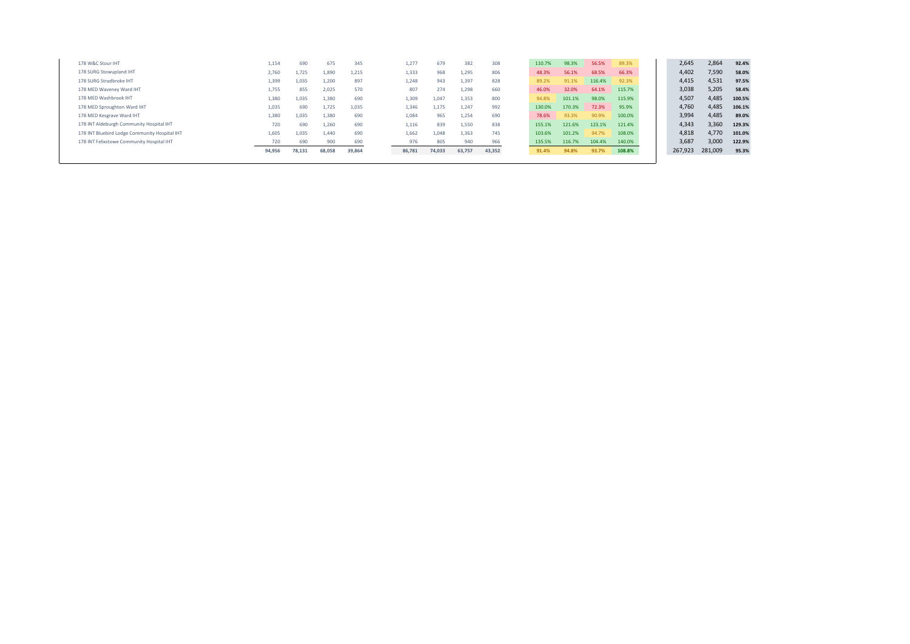| | | | | | | | | | | | | | | | |
|---|---|---|---|---|---|---|---|---|---|---|---|---|---|---|---|
| 178 W&C Stour IHT | 1,154 | 690 | 675 | 345 | 1,277 | 679 | 382 | 308 | 110.7% | 98.3% | 56.5% | 89.3% | 2,645 | 2,864 | 92.4% |
| 178 SURG Stowupland IHT | 2,760 | 1,725 | 1,890 | 1,215 | 1,333 | 968 | 1,295 | 806 | 48.3% | 56.1% | 68.5% | 66.3% | 4,402 | 7,590 | 58.0% |
| 178 SURG Stradbroke IHT | 1,399 | 1,035 | 1,200 | 897 | 1,248 | 943 | 1,397 | 828 | 89.2% | 91.1% | 116.4% | 92.3% | 4,415 | 4,531 | 97.5% |
| 178 MED Waveney Ward IHT | 1,755 | 855 | 2,025 | 570 | 807 | 274 | 1,298 | 660 | 46.0% | 32.0% | 64.1% | 115.7% | 3,038 | 5,205 | 58.4% |
| 178 MED Washbrook IHT | 1,380 | 1,035 | 1,380 | 690 | 1,309 | 1,047 | 1,353 | 800 | 94.8% | 101.1% | 98.0% | 115.9% | 4,507 | 4,485 | 100.5% |
| 178 MED Sproughton Ward IHT | 1,035 | 690 | 1,725 | 1,035 | 1,346 | 1,175 | 1,247 | 992 | 130.0% | 170.3% | 72.3% | 95.9% | 4,760 | 4,485 | 106.1% |
| 178 MED Kesgrave Ward IHT | 1,380 | 1,035 | 1,380 | 690 | 1,084 | 965 | 1,254 | 690 | 78.6% | 93.3% | 90.9% | 100.0% | 3,994 | 4,485 | 89.0% |
| 178 INT Aldeburgh Community Hospital IHT | 720 | 690 | 1,260 | 690 | 1,116 | 839 | 1,550 | 838 | 155.1% | 121.6% | 123.1% | 121.4% | 4,343 | 3,360 | 129.3% |
| 178 INT Bluebird Lodge Community Hospital IHT | 1,605 | 1,035 | 1,440 | 690 | 1,662 | 1,048 | 1,363 | 745 | 103.6% | 101.2% | 94.7% | 108.0% | 4,818 | 4,770 | 101.0% |
| 178 INT Felixstowe Community Hospital IHT | 720 | 690 | 900 | 690 | 976 | 805 | 940 | 966 | 135.5% | 116.7% | 104.4% | 140.0% | 3,687 | 3,000 | 122.9% |
| | **94,956** | **78,131** | **68,058** | **39,864** | **86,781** | **74,033** | **63,757** | **43,352** | **91.4%** | **94.8%** | **93.7%** | **108.8%** | 267,923 | 281,009 | **95.3%** |